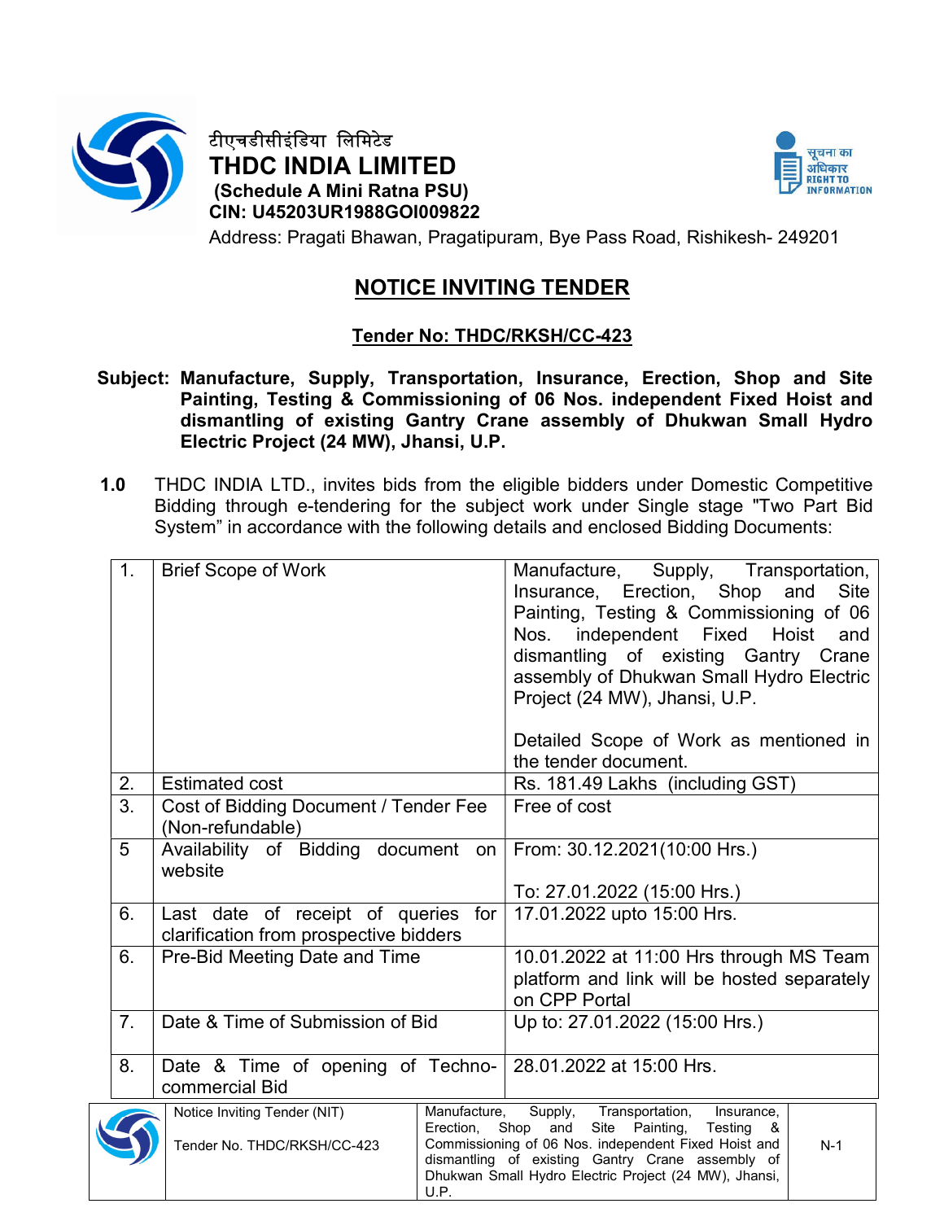टीएचडीसीइंडिया लिमिटेड

**THDC INDIA LIMITED**

**(Schedule A Mini Ratna PSU)**

**CIN: U45203UR1988GOI009822**

Address: Pragati Bhawan, Pragatipuram, Bye Pass Road, Rishikesh- 249201

सूचना का अधिकार RIGHT TO INFORMATION

# NOTICE INVITING TENDER

## Tender No: THDC/RKSH/CC-423

**Subject: Manufacture, Supply, Transportation, Insurance, Erection, Shop and Site Painting, Testing & Commissioning of 06 Nos. independent Fixed Hoist and dismantling of existing Gantry Crane assembly of Dhukwan Small Hydro Electric Project (24 MW), Jhansi, U.P.**

**1.0** THDC INDIA LTD., invites bids from the eligible bidders under Domestic Competitive Bidding through e-tendering for the subject work under Single stage "Two Part Bid System" in accordance with the following details and enclosed Bidding Documents:

| | | |
|---|---|---|
| 1. | Brief Scope of Work | Manufacture, Supply, Transportation, Insurance, Erection, Shop and Site Painting, Testing & Commissioning of 06 Nos. independent Fixed Hoist and dismantling of existing Gantry Crane assembly of Dhukwan Small Hydro Electric Project (24 MW), Jhansi, U.P.<br><br>Detailed Scope of Work as mentioned in the tender document. |
| 2. | Estimated cost | Rs. 181.49 Lakhs (including GST) |
| 3. | Cost of Bidding Document / Tender Fee (Non-refundable) | Free of cost |
| 5 | Availability of Bidding document on website | From: 30.12.2021(10:00 Hrs.)<br><br>To: 27.01.2022 (15:00 Hrs.) |
| 6. | Last date of receipt of queries for clarification from prospective bidders | 17.01.2022 upto 15:00 Hrs. |
| 6. | Pre-Bid Meeting Date and Time | 10.01.2022 at 11:00 Hrs through MS Team platform and link will be hosted separately on CPP Portal |
| 7. | Date & Time of Submission of Bid | Up to: 27.01.2022 (15:00 Hrs.) |
| 8. | Date & Time of opening of Techno-commercial Bid | 28.01.2022 at 15:00 Hrs. |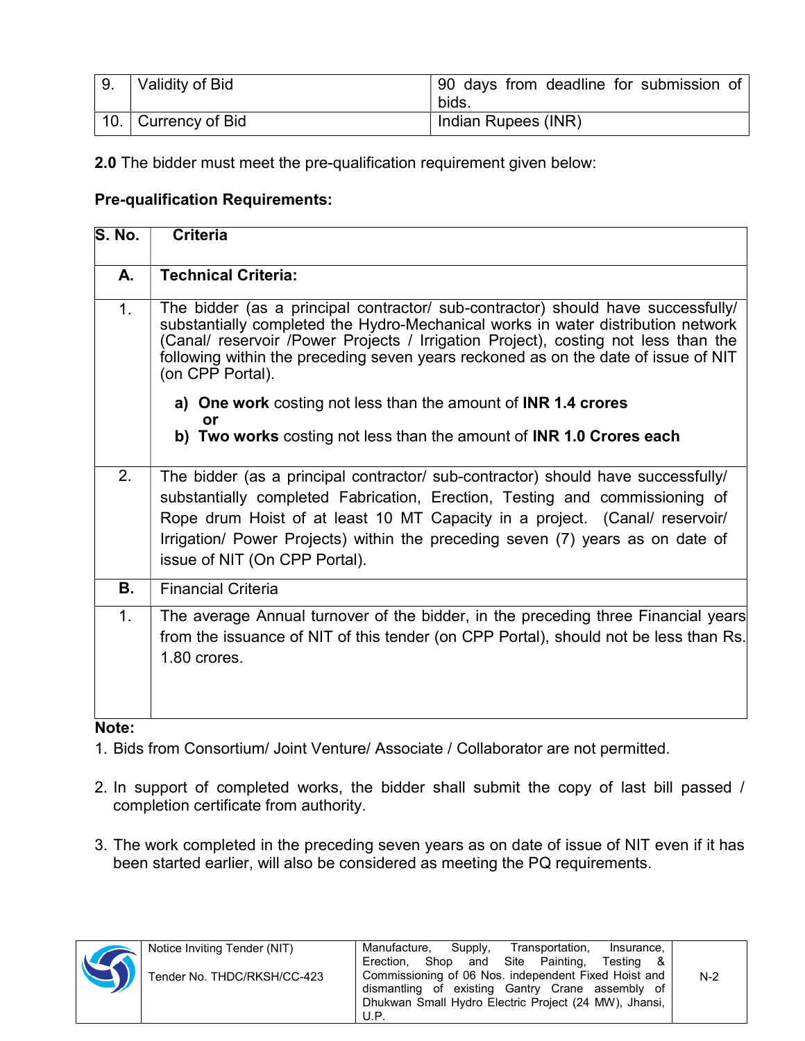| 9. | Validity of Bid | 90 days from deadline for submission of bids. |
|---|---|---|
| 10. | Currency of Bid | Indian Rupees (INR) |

**2.0** The bidder must meet the pre-qualification requirement given below:

**Pre-qualification Requirements:**

| S. No. | Criteria |
|---|---|
| **A.** | **Technical Criteria:** |
| 1. | The bidder (as a principal contractor/ sub-contractor) should have successfully/ substantially completed the Hydro-Mechanical works in water distribution network (Canal/ reservoir /Power Projects / Irrigation Project), costing not less than the following within the preceding seven years reckoned as on the date of issue of NIT (on CPP Portal).<br><br>**a) One work** costing not less than the amount of **INR 1.4 crores**<br>**or**<br>**b) Two works** costing not less than the amount of **INR 1.0 Crores each** |
| 2. | The bidder (as a principal contractor/ sub-contractor) should have successfully/ substantially completed Fabrication, Erection, Testing and commissioning of Rope drum Hoist of at least 10 MT Capacity in a project. (Canal/ reservoir/ Irrigation/ Power Projects) within the preceding seven (7) years as on date of issue of NIT (On CPP Portal). |
| **B.** | Financial Criteria |
| 1. | The average Annual turnover of the bidder, in the preceding three Financial years from the issuance of NIT of this tender (on CPP Portal), should not be less than Rs. 1.80 crores. |

**Note:**

1. Bids from Consortium/ Joint Venture/ Associate / Collaborator are not permitted.

2. In support of completed works, the bidder shall submit the copy of last bill passed / completion certificate from authority.

3. The work completed in the preceding seven years as on date of issue of NIT even if it has been started earlier, will also be considered as meeting the PQ requirements.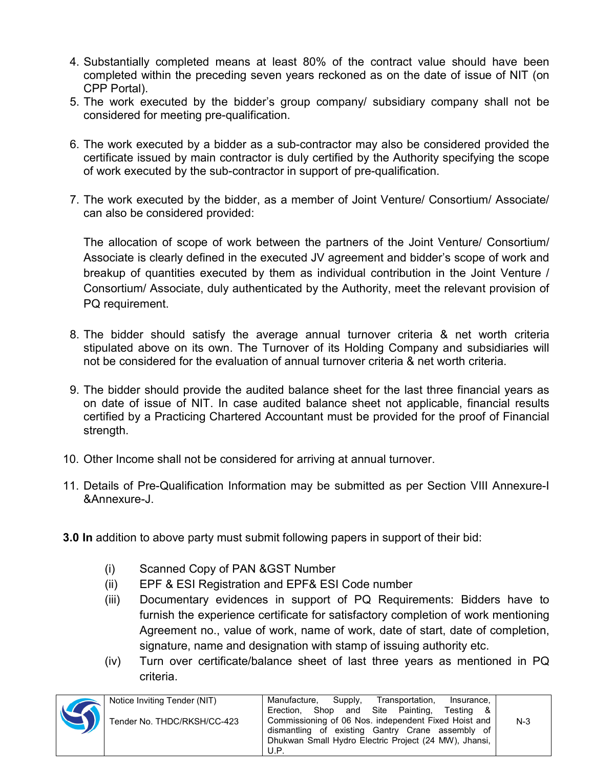4. Substantially completed means at least 80% of the contract value should have been completed within the preceding seven years reckoned as on the date of issue of NIT (on CPP Portal).
5. The work executed by the bidder's group company/ subsidiary company shall not be considered for meeting pre-qualification.
6. The work executed by a bidder as a sub-contractor may also be considered provided the certificate issued by main contractor is duly certified by the Authority specifying the scope of work executed by the sub-contractor in support of pre-qualification.
7. The work executed by the bidder, as a member of Joint Venture/ Consortium/ Associate/ can also be considered provided:

   The allocation of scope of work between the partners of the Joint Venture/ Consortium/ Associate is clearly defined in the executed JV agreement and bidder's scope of work and breakup of quantities executed by them as individual contribution in the Joint Venture / Consortium/ Associate, duly authenticated by the Authority, meet the relevant provision of PQ requirement.

8. The bidder should satisfy the average annual turnover criteria & net worth criteria stipulated above on its own. The Turnover of its Holding Company and subsidiaries will not be considered for the evaluation of annual turnover criteria & net worth criteria.
9. The bidder should provide the audited balance sheet for the last three financial years as on date of issue of NIT. In case audited balance sheet not applicable, financial results certified by a Practicing Chartered Accountant must be provided for the proof of Financial strength.
10. Other Income shall not be considered for arriving at annual turnover.
11. Details of Pre-Qualification Information may be submitted as per Section VIII Annexure-I &Annexure-J.

**3.0 In** addition to above party must submit following papers in support of their bid:

(i) Scanned Copy of PAN &GST Number

(ii) EPF & ESI Registration and EPF& ESI Code number

(iii) Documentary evidences in support of PQ Requirements: Bidders have to furnish the experience certificate for satisfactory completion of work mentioning Agreement no., value of work, name of work, date of start, date of completion, signature, name and designation with stamp of issuing authority etc.

(iv) Turn over certificate/balance sheet of last three years as mentioned in PQ criteria.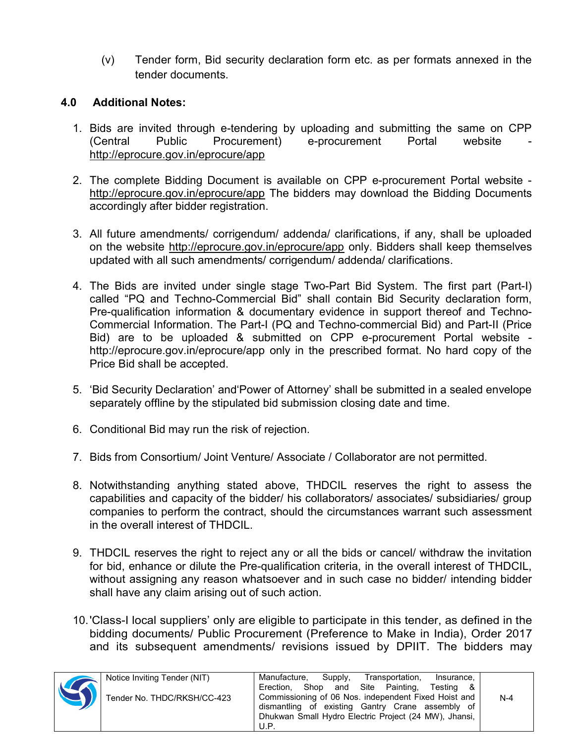(v) Tender form, Bid security declaration form etc. as per formats annexed in the tender documents.

## 4.0 Additional Notes:

1. Bids are invited through e-tendering by uploading and submitting the same on CPP (Central Public Procurement) e-procurement Portal website - http://eprocure.gov.in/eprocure/app

2. The complete Bidding Document is available on CPP e-procurement Portal website - http://eprocure.gov.in/eprocure/app The bidders may download the Bidding Documents accordingly after bidder registration.

3. All future amendments/ corrigendum/ addenda/ clarifications, if any, shall be uploaded on the website http://eprocure.gov.in/eprocure/app only. Bidders shall keep themselves updated with all such amendments/ corrigendum/ addenda/ clarifications.

4. The Bids are invited under single stage Two-Part Bid System. The first part (Part-I) called "PQ and Techno-Commercial Bid" shall contain Bid Security declaration form, Pre-qualification information & documentary evidence in support thereof and Techno-Commercial Information. The Part-I (PQ and Techno-commercial Bid) and Part-II (Price Bid) are to be uploaded & submitted on CPP e-procurement Portal website - http://eprocure.gov.in/eprocure/app only in the prescribed format. No hard copy of the Price Bid shall be accepted.

5. 'Bid Security Declaration' and'Power of Attorney' shall be submitted in a sealed envelope separately offline by the stipulated bid submission closing date and time.

6. Conditional Bid may run the risk of rejection.

7. Bids from Consortium/ Joint Venture/ Associate / Collaborator are not permitted.

8. Notwithstanding anything stated above, THDCIL reserves the right to assess the capabilities and capacity of the bidder/ his collaborators/ associates/ subsidiaries/ group companies to perform the contract, should the circumstances warrant such assessment in the overall interest of THDCIL.

9. THDCIL reserves the right to reject any or all the bids or cancel/ withdraw the invitation for bid, enhance or dilute the Pre-qualification criteria, in the overall interest of THDCIL, without assigning any reason whatsoever and in such case no bidder/ intending bidder shall have any claim arising out of such action.

10. 'Class-I local suppliers' only are eligible to participate in this tender, as defined in the bidding documents/ Public Procurement (Preference to Make in India), Order 2017 and its subsequent amendments/ revisions issued by DPIIT. The bidders may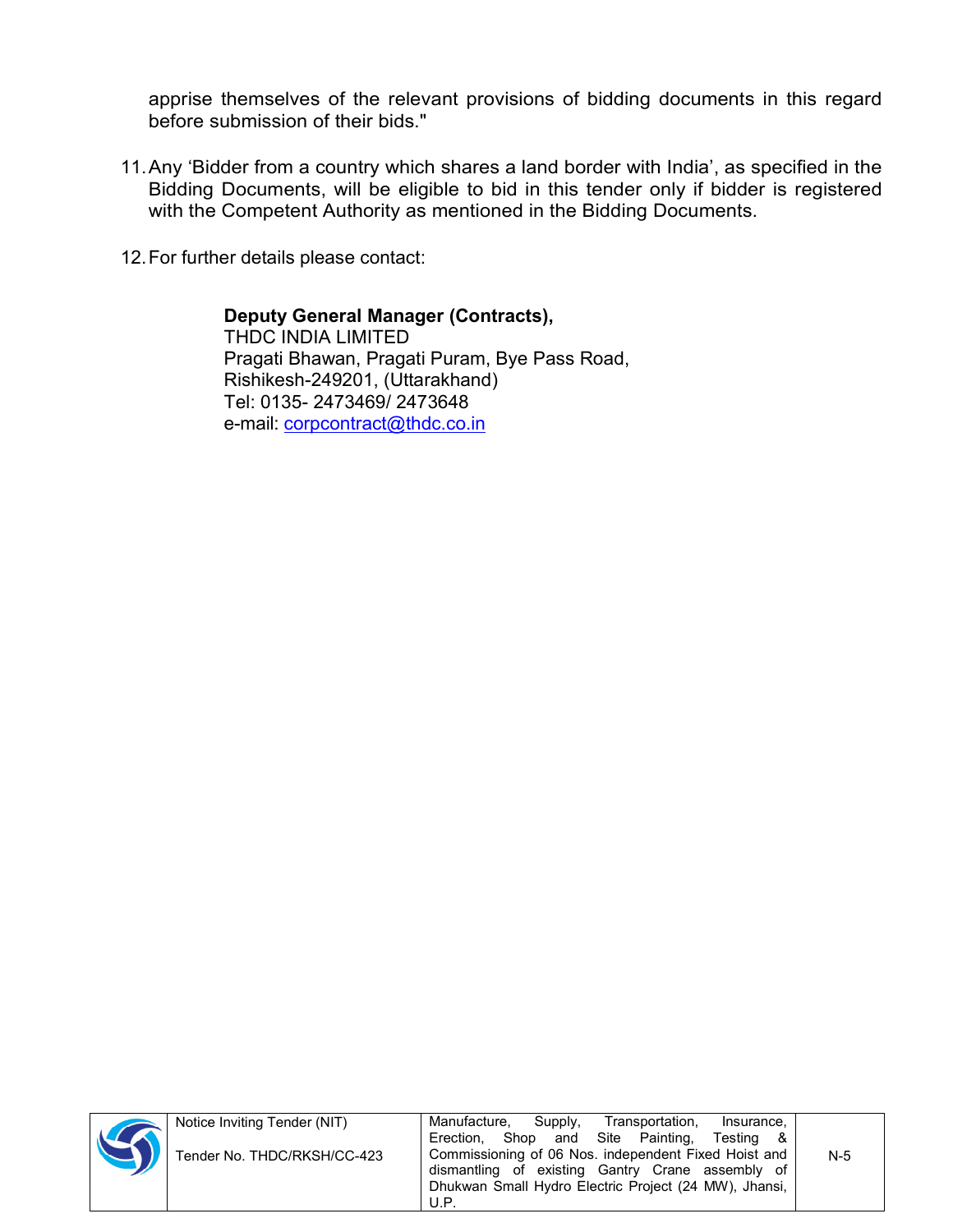apprise themselves of the relevant provisions of bidding documents in this regard before submission of their bids."

11. Any 'Bidder from a country which shares a land border with India', as specified in the Bidding Documents, will be eligible to bid in this tender only if bidder is registered with the Competent Authority as mentioned in the Bidding Documents.

12. For further details please contact:

**Deputy General Manager (Contracts),**
THDC INDIA LIMITED
Pragati Bhawan, Pragati Puram, Bye Pass Road,
Rishikesh-249201, (Uttarakhand)
Tel: 0135- 2473469/ 2473648
e-mail: corpcontract@thdc.co.in